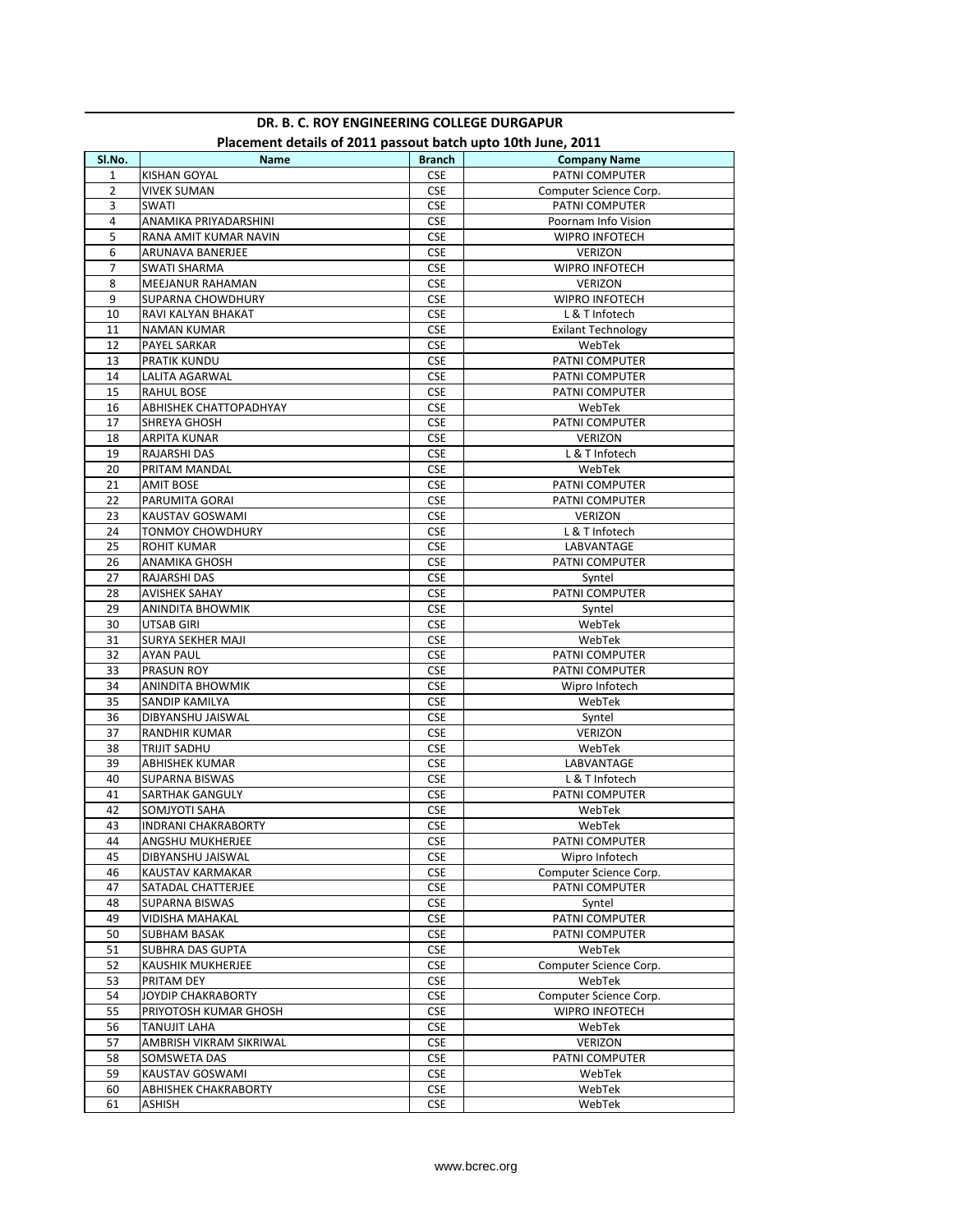# DR. B. C. ROY ENGINEERING COLLEGE DURGAPUR

## Placement details of 2011 passout batch upto 10th June, 2011

| Sl.No. | Name | Branch | Company Name |
|---|---|---|---|
| 1 | KISHAN GOYAL | CSE | PATNI COMPUTER |
| 2 | VIVEK SUMAN | CSE | Computer Science Corp. |
| 3 | SWATI | CSE | PATNI COMPUTER |
| 4 | ANAMIKA PRIYADARSHINI | CSE | Poornam Info Vision |
| 5 | RANA AMIT KUMAR NAVIN | CSE | WIPRO INFOTECH |
| 6 | ARUNAVA BANERJEE | CSE | VERIZON |
| 7 | SWATI SHARMA | CSE | WIPRO INFOTECH |
| 8 | MEEJANUR RAHAMAN | CSE | VERIZON |
| 9 | SUPARNA CHOWDHURY | CSE | WIPRO INFOTECH |
| 10 | RAVI KALYAN BHAKAT | CSE | L & T Infotech |
| 11 | NAMAN KUMAR | CSE | Exilant Technology |
| 12 | PAYEL SARKAR | CSE | WebTek |
| 13 | PRATIK KUNDU | CSE | PATNI COMPUTER |
| 14 | LALITA AGARWAL | CSE | PATNI COMPUTER |
| 15 | RAHUL BOSE | CSE | PATNI COMPUTER |
| 16 | ABHISHEK CHATTOPADHYAY | CSE | WebTek |
| 17 | SHREYA GHOSH | CSE | PATNI COMPUTER |
| 18 | ARPITA KUNAR | CSE | VERIZON |
| 19 | RAJARSHI DAS | CSE | L & T Infotech |
| 20 | PRITAM MANDAL | CSE | WebTek |
| 21 | AMIT BOSE | CSE | PATNI COMPUTER |
| 22 | PARUMITA GORAI | CSE | PATNI COMPUTER |
| 23 | KAUSTAV GOSWAMI | CSE | VERIZON |
| 24 | TONMOY CHOWDHURY | CSE | L & T Infotech |
| 25 | ROHIT KUMAR | CSE | LABVANTAGE |
| 26 | ANAMIKA GHOSH | CSE | PATNI COMPUTER |
| 27 | RAJARSHI DAS | CSE | Syntel |
| 28 | AVISHEK SAHAY | CSE | PATNI COMPUTER |
| 29 | ANINDITA BHOWMIK | CSE | Syntel |
| 30 | UTSAB GIRI | CSE | WebTek |
| 31 | SURYA SEKHER MAJI | CSE | WebTek |
| 32 | AYAN PAUL | CSE | PATNI COMPUTER |
| 33 | PRASUN ROY | CSE | PATNI COMPUTER |
| 34 | ANINDITA BHOWMIK | CSE | Wipro Infotech |
| 35 | SANDIP KAMILYA | CSE | WebTek |
| 36 | DIBYANSHU JAISWAL | CSE | Syntel |
| 37 | RANDHIR KUMAR | CSE | VERIZON |
| 38 | TRIJIT SADHU | CSE | WebTek |
| 39 | ABHISHEK KUMAR | CSE | LABVANTAGE |
| 40 | SUPARNA BISWAS | CSE | L & T Infotech |
| 41 | SARTHAK GANGULY | CSE | PATNI COMPUTER |
| 42 | SOMJYOTI SAHA | CSE | WebTek |
| 43 | INDRANI CHAKRABORTY | CSE | WebTek |
| 44 | ANGSHU MUKHERJEE | CSE | PATNI COMPUTER |
| 45 | DIBYANSHU JAISWAL | CSE | Wipro Infotech |
| 46 | KAUSTAV KARMAKAR | CSE | Computer Science Corp. |
| 47 | SATADAL CHATTERJEE | CSE | PATNI COMPUTER |
| 48 | SUPARNA BISWAS | CSE | Syntel |
| 49 | VIDISHA MAHAKAL | CSE | PATNI COMPUTER |
| 50 | SUBHAM BASAK | CSE | PATNI COMPUTER |
| 51 | SUBHRA DAS GUPTA | CSE | WebTek |
| 52 | KAUSHIK MUKHERJEE | CSE | Computer Science Corp. |
| 53 | PRITAM DEY | CSE | WebTek |
| 54 | JOYDIP CHAKRABORTY | CSE | Computer Science Corp. |
| 55 | PRIYOTOSH KUMAR GHOSH | CSE | WIPRO INFOTECH |
| 56 | TANUJIT LAHA | CSE | WebTek |
| 57 | AMBRISH VIKRAM SIKRIWAL | CSE | VERIZON |
| 58 | SOMSWETA DAS | CSE | PATNI COMPUTER |
| 59 | KAUSTAV GOSWAMI | CSE | WebTek |
| 60 | ABHISHEK CHAKRABORTY | CSE | WebTek |
| 61 | ASHISH | CSE | WebTek |

www.bcrec.org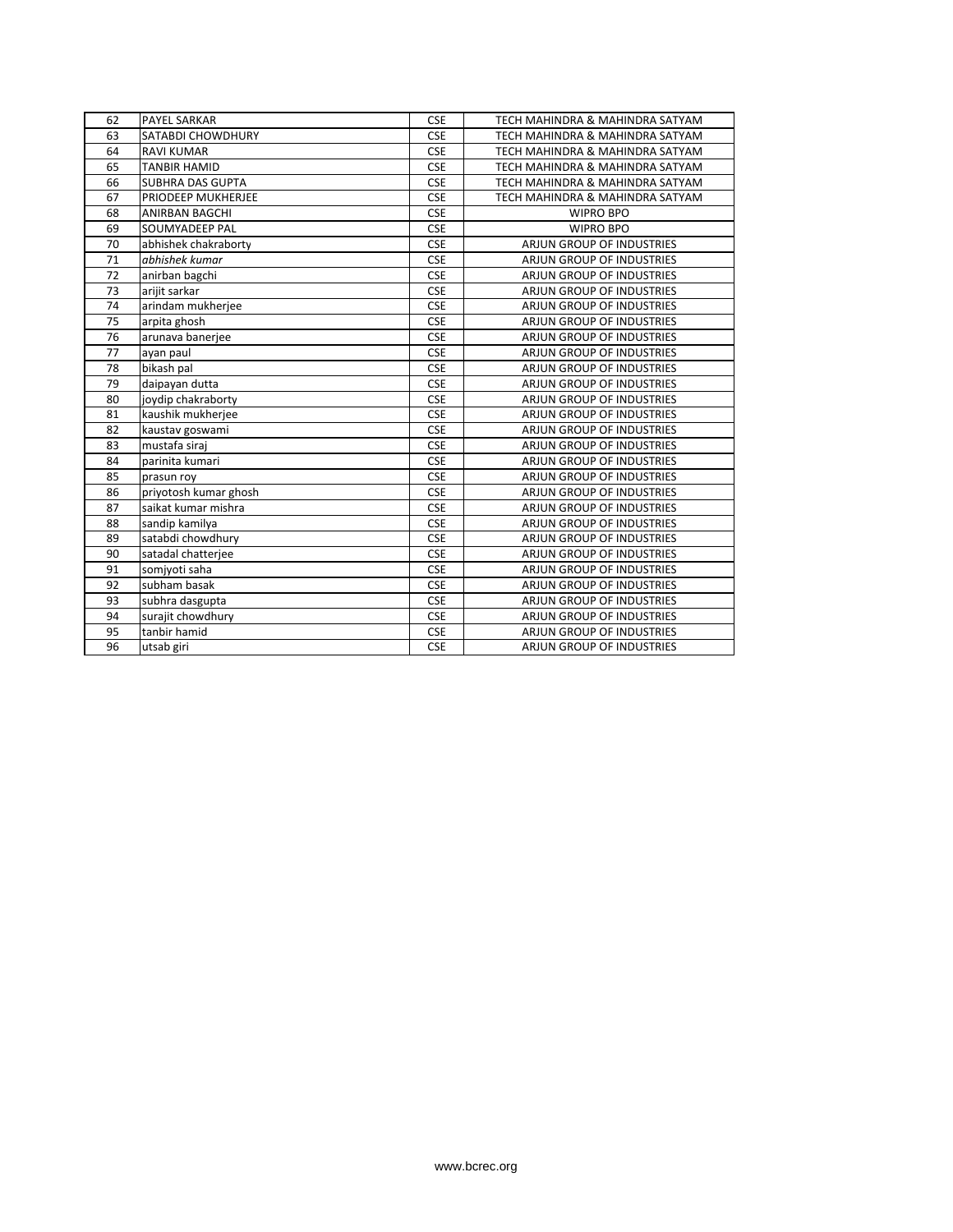| 62 | PAYEL SARKAR | CSE | TECH MAHINDRA & MAHINDRA SATYAM |
|---|---|---|---|
| 63 | SATABDI CHOWDHURY | CSE | TECH MAHINDRA & MAHINDRA SATYAM |
| 64 | RAVI KUMAR | CSE | TECH MAHINDRA & MAHINDRA SATYAM |
| 65 | TANBIR HAMID | CSE | TECH MAHINDRA & MAHINDRA SATYAM |
| 66 | SUBHRA DAS GUPTA | CSE | TECH MAHINDRA & MAHINDRA SATYAM |
| 67 | PRIODEEP MUKHERJEE | CSE | TECH MAHINDRA & MAHINDRA SATYAM |
| 68 | ANIRBAN BAGCHI | CSE | WIPRO BPO |
| 69 | SOUMYADEEP PAL | CSE | WIPRO BPO |
| 70 | abhishek chakraborty | CSE | ARJUN GROUP OF INDUSTRIES |
| 71 | *abhishek kumar* | CSE | ARJUN GROUP OF INDUSTRIES |
| 72 | anirban bagchi | CSE | ARJUN GROUP OF INDUSTRIES |
| 73 | arijit sarkar | CSE | ARJUN GROUP OF INDUSTRIES |
| 74 | arindam mukherjee | CSE | ARJUN GROUP OF INDUSTRIES |
| 75 | arpita ghosh | CSE | ARJUN GROUP OF INDUSTRIES |
| 76 | arunava banerjee | CSE | ARJUN GROUP OF INDUSTRIES |
| 77 | ayan paul | CSE | ARJUN GROUP OF INDUSTRIES |
| 78 | bikash pal | CSE | ARJUN GROUP OF INDUSTRIES |
| 79 | daipayan dutta | CSE | ARJUN GROUP OF INDUSTRIES |
| 80 | joydip chakraborty | CSE | ARJUN GROUP OF INDUSTRIES |
| 81 | kaushik mukherjee | CSE | ARJUN GROUP OF INDUSTRIES |
| 82 | kaustav goswami | CSE | ARJUN GROUP OF INDUSTRIES |
| 83 | mustafa siraj | CSE | ARJUN GROUP OF INDUSTRIES |
| 84 | parinita kumari | CSE | ARJUN GROUP OF INDUSTRIES |
| 85 | prasun roy | CSE | ARJUN GROUP OF INDUSTRIES |
| 86 | priyotosh kumar ghosh | CSE | ARJUN GROUP OF INDUSTRIES |
| 87 | saikat kumar mishra | CSE | ARJUN GROUP OF INDUSTRIES |
| 88 | sandip kamilya | CSE | ARJUN GROUP OF INDUSTRIES |
| 89 | satabdi chowdhury | CSE | ARJUN GROUP OF INDUSTRIES |
| 90 | satadal chatterjee | CSE | ARJUN GROUP OF INDUSTRIES |
| 91 | somjyoti saha | CSE | ARJUN GROUP OF INDUSTRIES |
| 92 | subham basak | CSE | ARJUN GROUP OF INDUSTRIES |
| 93 | subhra dasgupta | CSE | ARJUN GROUP OF INDUSTRIES |
| 94 | surajit chowdhury | CSE | ARJUN GROUP OF INDUSTRIES |
| 95 | tanbir hamid | CSE | ARJUN GROUP OF INDUSTRIES |
| 96 | utsab giri | CSE | ARJUN GROUP OF INDUSTRIES |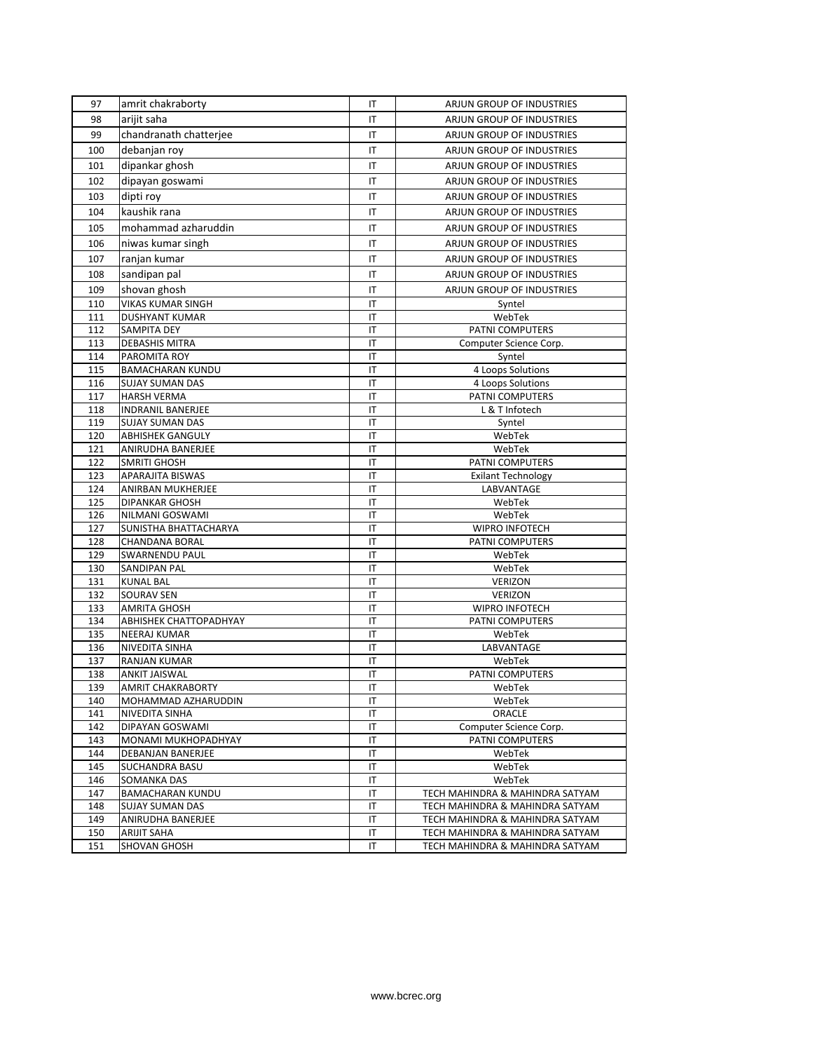| 97 | amrit chakraborty | IT | ARJUN GROUP OF INDUSTRIES |
|---|---|---|---|
| 98 | arijit saha | IT | ARJUN GROUP OF INDUSTRIES |
| 99 | chandranath chatterjee | IT | ARJUN GROUP OF INDUSTRIES |
| 100 | debanjan roy | IT | ARJUN GROUP OF INDUSTRIES |
| 101 | dipankar ghosh | IT | ARJUN GROUP OF INDUSTRIES |
| 102 | dipayan goswami | IT | ARJUN GROUP OF INDUSTRIES |
| 103 | dipti roy | IT | ARJUN GROUP OF INDUSTRIES |
| 104 | kaushik rana | IT | ARJUN GROUP OF INDUSTRIES |
| 105 | mohammad azharuddin | IT | ARJUN GROUP OF INDUSTRIES |
| 106 | niwas kumar singh | IT | ARJUN GROUP OF INDUSTRIES |
| 107 | ranjan kumar | IT | ARJUN GROUP OF INDUSTRIES |
| 108 | sandipan pal | IT | ARJUN GROUP OF INDUSTRIES |
| 109 | shovan ghosh | IT | ARJUN GROUP OF INDUSTRIES |
| 110 | VIKAS KUMAR SINGH | IT | Syntel |
| 111 | DUSHYANT KUMAR | IT | WebTek |
| 112 | SAMPITA DEY | IT | PATNI COMPUTERS |
| 113 | DEBASHIS MITRA | IT | Computer Science Corp. |
| 114 | PAROMITA ROY | IT | Syntel |
| 115 | BAMACHARAN KUNDU | IT | 4 Loops Solutions |
| 116 | SUJAY SUMAN DAS | IT | 4 Loops Solutions |
| 117 | HARSH VERMA | IT | PATNI COMPUTERS |
| 118 | INDRANIL BANERJEE | IT | L & T Infotech |
| 119 | SUJAY SUMAN DAS | IT | Syntel |
| 120 | ABHISHEK GANGULY | IT | WebTek |
| 121 | ANIRUDHA BANERJEE | IT | WebTek |
| 122 | SMRITI GHOSH | IT | PATNI COMPUTERS |
| 123 | APARAJITA BISWAS | IT | Exilant Technology |
| 124 | ANIRBAN MUKHERJEE | IT | LABVANTAGE |
| 125 | DIPANKAR GHOSH | IT | WebTek |
| 126 | NILMANI GOSWAMI | IT | WebTek |
| 127 | SUNISTHA BHATTACHARYA | IT | WIPRO INFOTECH |
| 128 | CHANDANA BORAL | IT | PATNI COMPUTERS |
| 129 | SWARNENDU PAUL | IT | WebTek |
| 130 | SANDIPAN PAL | IT | WebTek |
| 131 | KUNAL BAL | IT | VERIZON |
| 132 | SOURAV SEN | IT | VERIZON |
| 133 | AMRITA GHOSH | IT | WIPRO INFOTECH |
| 134 | ABHISHEK CHATTOPADHYAY | IT | PATNI COMPUTERS |
| 135 | NEERAJ KUMAR | IT | WebTek |
| 136 | NIVEDITA SINHA | IT | LABVANTAGE |
| 137 | RANJAN KUMAR | IT | WebTek |
| 138 | ANKIT JAISWAL | IT | PATNI COMPUTERS |
| 139 | AMRIT CHAKRABORTY | IT | WebTek |
| 140 | MOHAMMAD AZHARUDDIN | IT | WebTek |
| 141 | NIVEDITA SINHA | IT | ORACLE |
| 142 | DIPAYAN GOSWAMI | IT | Computer Science Corp. |
| 143 | MONAMI MUKHOPADHYAY | IT | PATNI COMPUTERS |
| 144 | DEBANJAN BANERJEE | IT | WebTek |
| 145 | SUCHANDRA BASU | IT | WebTek |
| 146 | SOMANKA DAS | IT | WebTek |
| 147 | BAMACHARAN KUNDU | IT | TECH MAHINDRA & MAHINDRA SATYAM |
| 148 | SUJAY SUMAN DAS | IT | TECH MAHINDRA & MAHINDRA SATYAM |
| 149 | ANIRUDHA BANERJEE | IT | TECH MAHINDRA & MAHINDRA SATYAM |
| 150 | ARIJIT SAHA | IT | TECH MAHINDRA & MAHINDRA SATYAM |
| 151 | SHOVAN GHOSH | IT | TECH MAHINDRA & MAHINDRA SATYAM |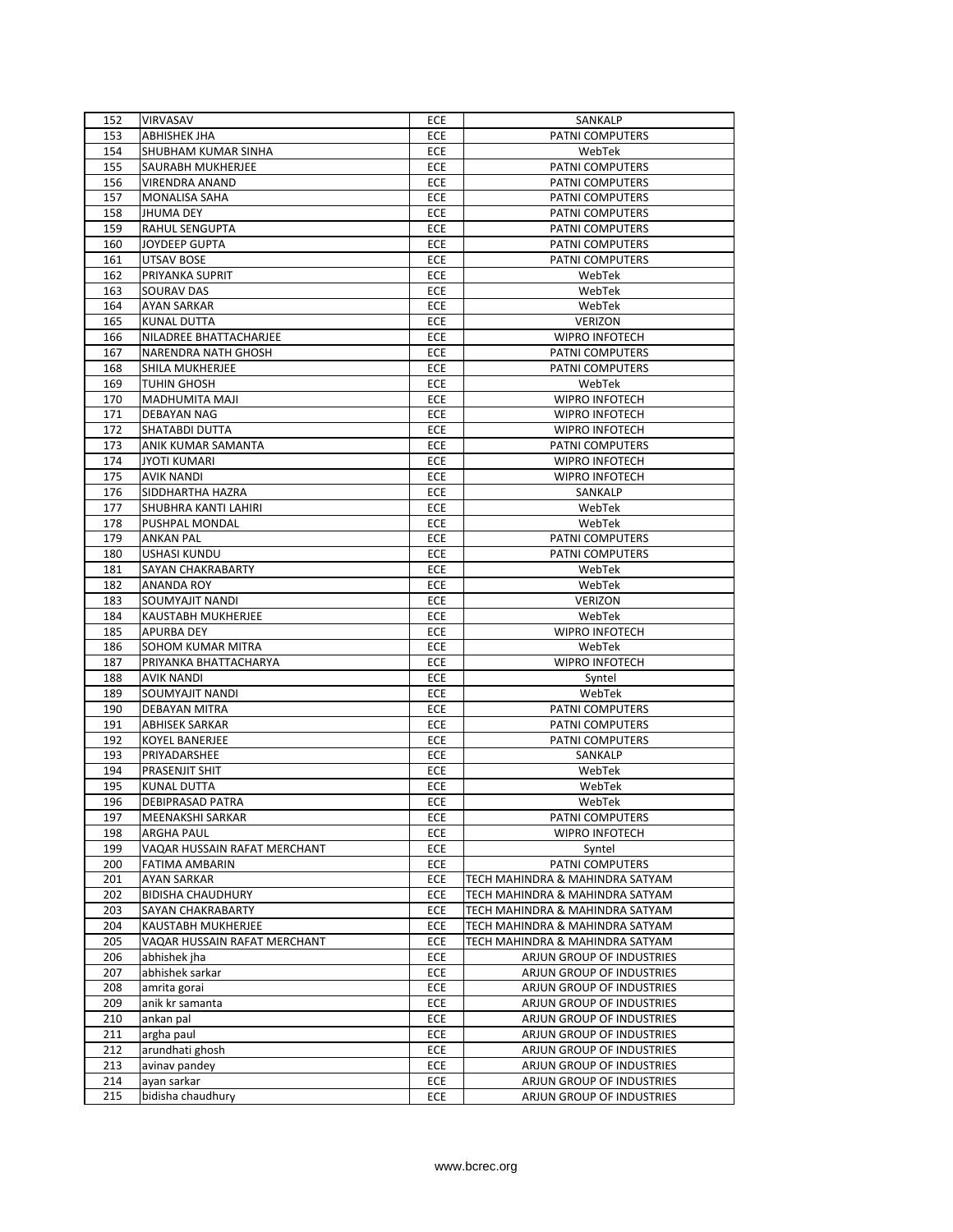| 152 | VIRVASAV | ECE | SANKALP |
|---|---|---|---|
| 153 | ABHISHEK JHA | ECE | PATNI COMPUTERS |
| 154 | SHUBHAM KUMAR SINHA | ECE | WebTek |
| 155 | SAURABH MUKHERJEE | ECE | PATNI COMPUTERS |
| 156 | VIRENDRA ANAND | ECE | PATNI COMPUTERS |
| 157 | MONALISA SAHA | ECE | PATNI COMPUTERS |
| 158 | JHUMA DEY | ECE | PATNI COMPUTERS |
| 159 | RAHUL SENGUPTA | ECE | PATNI COMPUTERS |
| 160 | JOYDEEP GUPTA | ECE | PATNI COMPUTERS |
| 161 | UTSAV BOSE | ECE | PATNI COMPUTERS |
| 162 | PRIYANKA SUPRIT | ECE | WebTek |
| 163 | SOURAV DAS | ECE | WebTek |
| 164 | AYAN SARKAR | ECE | WebTek |
| 165 | KUNAL DUTTA | ECE | VERIZON |
| 166 | NILADREE BHATTACHARJEE | ECE | WIPRO INFOTECH |
| 167 | NARENDRA NATH GHOSH | ECE | PATNI COMPUTERS |
| 168 | SHILA MUKHERJEE | ECE | PATNI COMPUTERS |
| 169 | TUHIN GHOSH | ECE | WebTek |
| 170 | MADHUMITA MAJI | ECE | WIPRO INFOTECH |
| 171 | DEBAYAN NAG | ECE | WIPRO INFOTECH |
| 172 | SHATABDI DUTTA | ECE | WIPRO INFOTECH |
| 173 | ANIK KUMAR SAMANTA | ECE | PATNI COMPUTERS |
| 174 | JYOTI KUMARI | ECE | WIPRO INFOTECH |
| 175 | AVIK NANDI | ECE | WIPRO INFOTECH |
| 176 | SIDDHARTHA HAZRA | ECE | SANKALP |
| 177 | SHUBHRA KANTI LAHIRI | ECE | WebTek |
| 178 | PUSHPAL MONDAL | ECE | WebTek |
| 179 | ANKAN PAL | ECE | PATNI COMPUTERS |
| 180 | USHASI KUNDU | ECE | PATNI COMPUTERS |
| 181 | SAYAN CHAKRABARTY | ECE | WebTek |
| 182 | ANANDA ROY | ECE | WebTek |
| 183 | SOUMYAJIT NANDI | ECE | VERIZON |
| 184 | KAUSTABH MUKHERJEE | ECE | WebTek |
| 185 | APURBA DEY | ECE | WIPRO INFOTECH |
| 186 | SOHOM KUMAR MITRA | ECE | WebTek |
| 187 | PRIYANKA BHATTACHARYA | ECE | WIPRO INFOTECH |
| 188 | AVIK NANDI | ECE | Syntel |
| 189 | SOUMYAJIT NANDI | ECE | WebTek |
| 190 | DEBAYAN MITRA | ECE | PATNI COMPUTERS |
| 191 | ABHISEK SARKAR | ECE | PATNI COMPUTERS |
| 192 | KOYEL BANERJEE | ECE | PATNI COMPUTERS |
| 193 | PRIYADARSHEE | ECE | SANKALP |
| 194 | PRASENJIT SHIT | ECE | WebTek |
| 195 | KUNAL DUTTA | ECE | WebTek |
| 196 | DEBIPRASAD PATRA | ECE | WebTek |
| 197 | MEENAKSHI SARKAR | ECE | PATNI COMPUTERS |
| 198 | ARGHA PAUL | ECE | WIPRO INFOTECH |
| 199 | VAQAR HUSSAIN RAFAT MERCHANT | ECE | Syntel |
| 200 | FATIMA AMBARIN | ECE | PATNI COMPUTERS |
| 201 | AYAN SARKAR | ECE | TECH MAHINDRA & MAHINDRA SATYAM |
| 202 | BIDISHA CHAUDHURY | ECE | TECH MAHINDRA & MAHINDRA SATYAM |
| 203 | SAYAN CHAKRABARTY | ECE | TECH MAHINDRA & MAHINDRA SATYAM |
| 204 | KAUSTABH MUKHERJEE | ECE | TECH MAHINDRA & MAHINDRA SATYAM |
| 205 | VAQAR HUSSAIN RAFAT MERCHANT | ECE | TECH MAHINDRA & MAHINDRA SATYAM |
| 206 | abhishek jha | ECE | ARJUN GROUP OF INDUSTRIES |
| 207 | abhishek sarkar | ECE | ARJUN GROUP OF INDUSTRIES |
| 208 | amrita gorai | ECE | ARJUN GROUP OF INDUSTRIES |
| 209 | anik kr samanta | ECE | ARJUN GROUP OF INDUSTRIES |
| 210 | ankan pal | ECE | ARJUN GROUP OF INDUSTRIES |
| 211 | argha paul | ECE | ARJUN GROUP OF INDUSTRIES |
| 212 | arundhati ghosh | ECE | ARJUN GROUP OF INDUSTRIES |
| 213 | avinav pandey | ECE | ARJUN GROUP OF INDUSTRIES |
| 214 | ayan sarkar | ECE | ARJUN GROUP OF INDUSTRIES |
| 215 | bidisha chaudhury | ECE | ARJUN GROUP OF INDUSTRIES |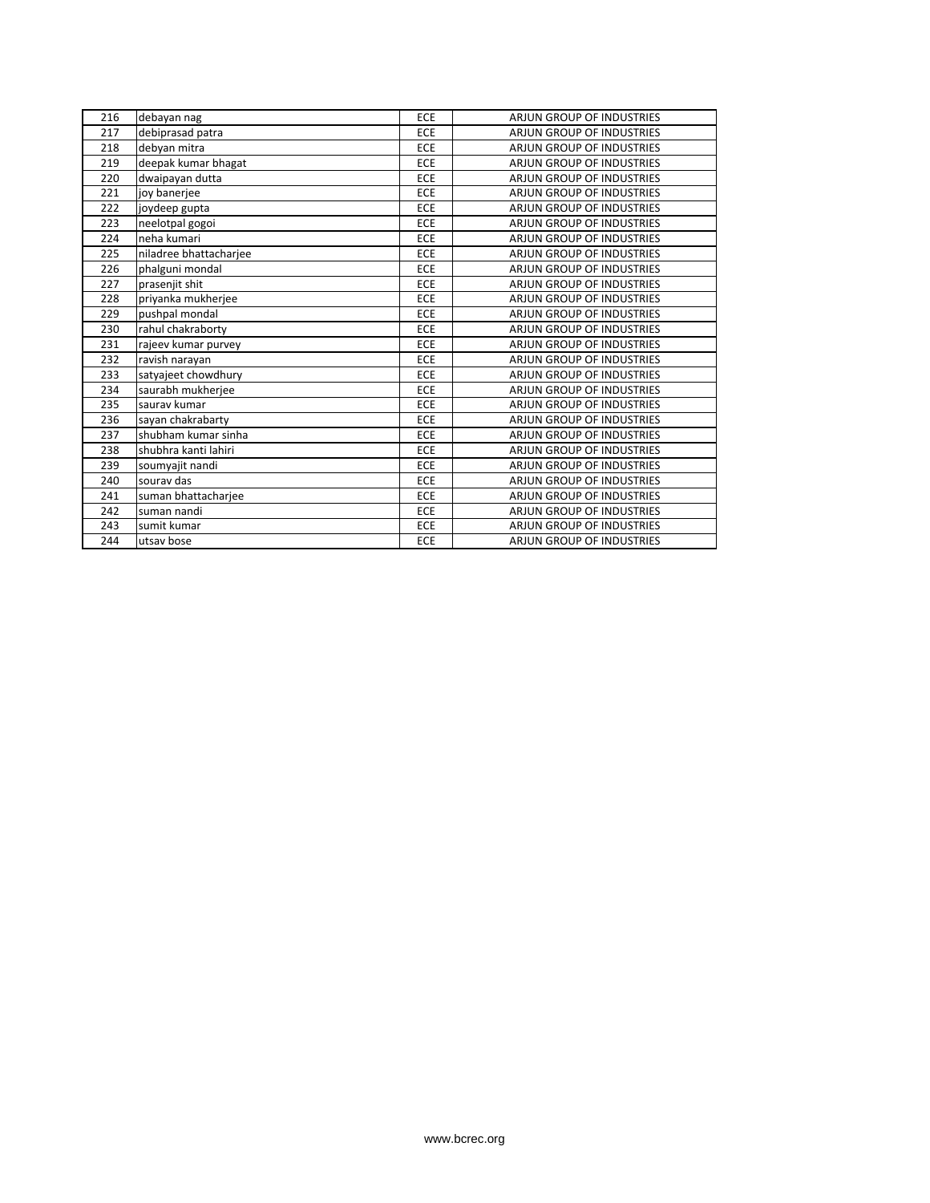| 216 | debayan nag | ECE | ARJUN GROUP OF INDUSTRIES |
|---|---|---|---|
| 217 | debiprasad patra | ECE | ARJUN GROUP OF INDUSTRIES |
| 218 | debyan mitra | ECE | ARJUN GROUP OF INDUSTRIES |
| 219 | deepak kumar bhagat | ECE | ARJUN GROUP OF INDUSTRIES |
| 220 | dwaipayan dutta | ECE | ARJUN GROUP OF INDUSTRIES |
| 221 | joy banerjee | ECE | ARJUN GROUP OF INDUSTRIES |
| 222 | joydeep gupta | ECE | ARJUN GROUP OF INDUSTRIES |
| 223 | neelotpal gogoi | ECE | ARJUN GROUP OF INDUSTRIES |
| 224 | neha kumari | ECE | ARJUN GROUP OF INDUSTRIES |
| 225 | niladree bhattacharjee | ECE | ARJUN GROUP OF INDUSTRIES |
| 226 | phalguni mondal | ECE | ARJUN GROUP OF INDUSTRIES |
| 227 | prasenjit shit | ECE | ARJUN GROUP OF INDUSTRIES |
| 228 | priyanka mukherjee | ECE | ARJUN GROUP OF INDUSTRIES |
| 229 | pushpal mondal | ECE | ARJUN GROUP OF INDUSTRIES |
| 230 | rahul chakraborty | ECE | ARJUN GROUP OF INDUSTRIES |
| 231 | rajeev kumar purvey | ECE | ARJUN GROUP OF INDUSTRIES |
| 232 | ravish narayan | ECE | ARJUN GROUP OF INDUSTRIES |
| 233 | satyajeet chowdhury | ECE | ARJUN GROUP OF INDUSTRIES |
| 234 | saurabh mukherjee | ECE | ARJUN GROUP OF INDUSTRIES |
| 235 | saurav kumar | ECE | ARJUN GROUP OF INDUSTRIES |
| 236 | sayan chakrabarty | ECE | ARJUN GROUP OF INDUSTRIES |
| 237 | shubham kumar sinha | ECE | ARJUN GROUP OF INDUSTRIES |
| 238 | shubhra kanti lahiri | ECE | ARJUN GROUP OF INDUSTRIES |
| 239 | soumyajit nandi | ECE | ARJUN GROUP OF INDUSTRIES |
| 240 | sourav das | ECE | ARJUN GROUP OF INDUSTRIES |
| 241 | suman bhattacharjee | ECE | ARJUN GROUP OF INDUSTRIES |
| 242 | suman nandi | ECE | ARJUN GROUP OF INDUSTRIES |
| 243 | sumit kumar | ECE | ARJUN GROUP OF INDUSTRIES |
| 244 | utsav bose | ECE | ARJUN GROUP OF INDUSTRIES |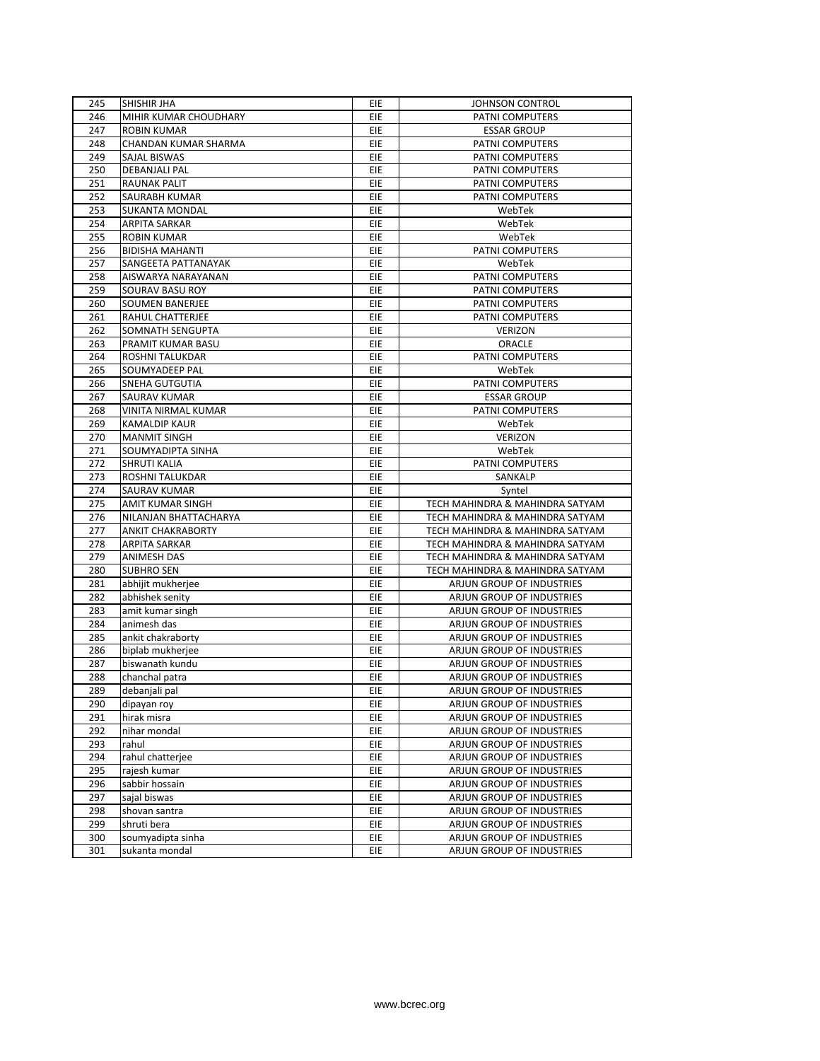| 245 | SHISHIR JHA | EIE | JOHNSON CONTROL |
|---|---|---|---|
| 246 | MIHIR KUMAR CHOUDHARY | EIE | PATNI COMPUTERS |
| 247 | ROBIN KUMAR | EIE | ESSAR GROUP |
| 248 | CHANDAN KUMAR SHARMA | EIE | PATNI COMPUTERS |
| 249 | SAJAL BISWAS | EIE | PATNI COMPUTERS |
| 250 | DEBANJALI PAL | EIE | PATNI COMPUTERS |
| 251 | RAUNAK PALIT | EIE | PATNI COMPUTERS |
| 252 | SAURABH KUMAR | EIE | PATNI COMPUTERS |
| 253 | SUKANTA MONDAL | EIE | WebTek |
| 254 | ARPITA SARKAR | EIE | WebTek |
| 255 | ROBIN KUMAR | EIE | WebTek |
| 256 | BIDISHA MAHANTI | EIE | PATNI COMPUTERS |
| 257 | SANGEETA PATTANAYAK | EIE | WebTek |
| 258 | AISWARYA NARAYANAN | EIE | PATNI COMPUTERS |
| 259 | SOURAV BASU ROY | EIE | PATNI COMPUTERS |
| 260 | SOUMEN BANERJEE | EIE | PATNI COMPUTERS |
| 261 | RAHUL CHATTERJEE | EIE | PATNI COMPUTERS |
| 262 | SOMNATH SENGUPTA | EIE | VERIZON |
| 263 | PRAMIT KUMAR BASU | EIE | ORACLE |
| 264 | ROSHNI TALUKDAR | EIE | PATNI COMPUTERS |
| 265 | SOUMYADEEP PAL | EIE | WebTek |
| 266 | SNEHA GUTGUTIA | EIE | PATNI COMPUTERS |
| 267 | SAURAV KUMAR | EIE | ESSAR GROUP |
| 268 | VINITA NIRMAL KUMAR | EIE | PATNI COMPUTERS |
| 269 | KAMALDIP KAUR | EIE | WebTek |
| 270 | MANMIT SINGH | EIE | VERIZON |
| 271 | SOUMYADIPTA SINHA | EIE | WebTek |
| 272 | SHRUTI KALIA | EIE | PATNI COMPUTERS |
| 273 | ROSHNI TALUKDAR | EIE | SANKALP |
| 274 | SAURAV KUMAR | EIE | Syntel |
| 275 | AMIT KUMAR SINGH | EIE | TECH MAHINDRA & MAHINDRA SATYAM |
| 276 | NILANJAN BHATTACHARYA | EIE | TECH MAHINDRA & MAHINDRA SATYAM |
| 277 | ANKIT CHAKRABORTY | EIE | TECH MAHINDRA & MAHINDRA SATYAM |
| 278 | ARPITA SARKAR | EIE | TECH MAHINDRA & MAHINDRA SATYAM |
| 279 | ANIMESH DAS | EIE | TECH MAHINDRA & MAHINDRA SATYAM |
| 280 | SUBHRO SEN | EIE | TECH MAHINDRA & MAHINDRA SATYAM |
| 281 | abhijit mukherjee | EIE | ARJUN GROUP OF INDUSTRIES |
| 282 | abhishek senity | EIE | ARJUN GROUP OF INDUSTRIES |
| 283 | amit kumar singh | EIE | ARJUN GROUP OF INDUSTRIES |
| 284 | animesh das | EIE | ARJUN GROUP OF INDUSTRIES |
| 285 | ankit chakraborty | EIE | ARJUN GROUP OF INDUSTRIES |
| 286 | biplab mukherjee | EIE | ARJUN GROUP OF INDUSTRIES |
| 287 | biswanath kundu | EIE | ARJUN GROUP OF INDUSTRIES |
| 288 | chanchal patra | EIE | ARJUN GROUP OF INDUSTRIES |
| 289 | debanjali pal | EIE | ARJUN GROUP OF INDUSTRIES |
| 290 | dipayan roy | EIE | ARJUN GROUP OF INDUSTRIES |
| 291 | hirak misra | EIE | ARJUN GROUP OF INDUSTRIES |
| 292 | nihar mondal | EIE | ARJUN GROUP OF INDUSTRIES |
| 293 | rahul | EIE | ARJUN GROUP OF INDUSTRIES |
| 294 | rahul chatterjee | EIE | ARJUN GROUP OF INDUSTRIES |
| 295 | rajesh kumar | EIE | ARJUN GROUP OF INDUSTRIES |
| 296 | sabbir hossain | EIE | ARJUN GROUP OF INDUSTRIES |
| 297 | sajal biswas | EIE | ARJUN GROUP OF INDUSTRIES |
| 298 | shovan santra | EIE | ARJUN GROUP OF INDUSTRIES |
| 299 | shruti bera | EIE | ARJUN GROUP OF INDUSTRIES |
| 300 | soumyadipta sinha | EIE | ARJUN GROUP OF INDUSTRIES |
| 301 | sukanta mondal | EIE | ARJUN GROUP OF INDUSTRIES |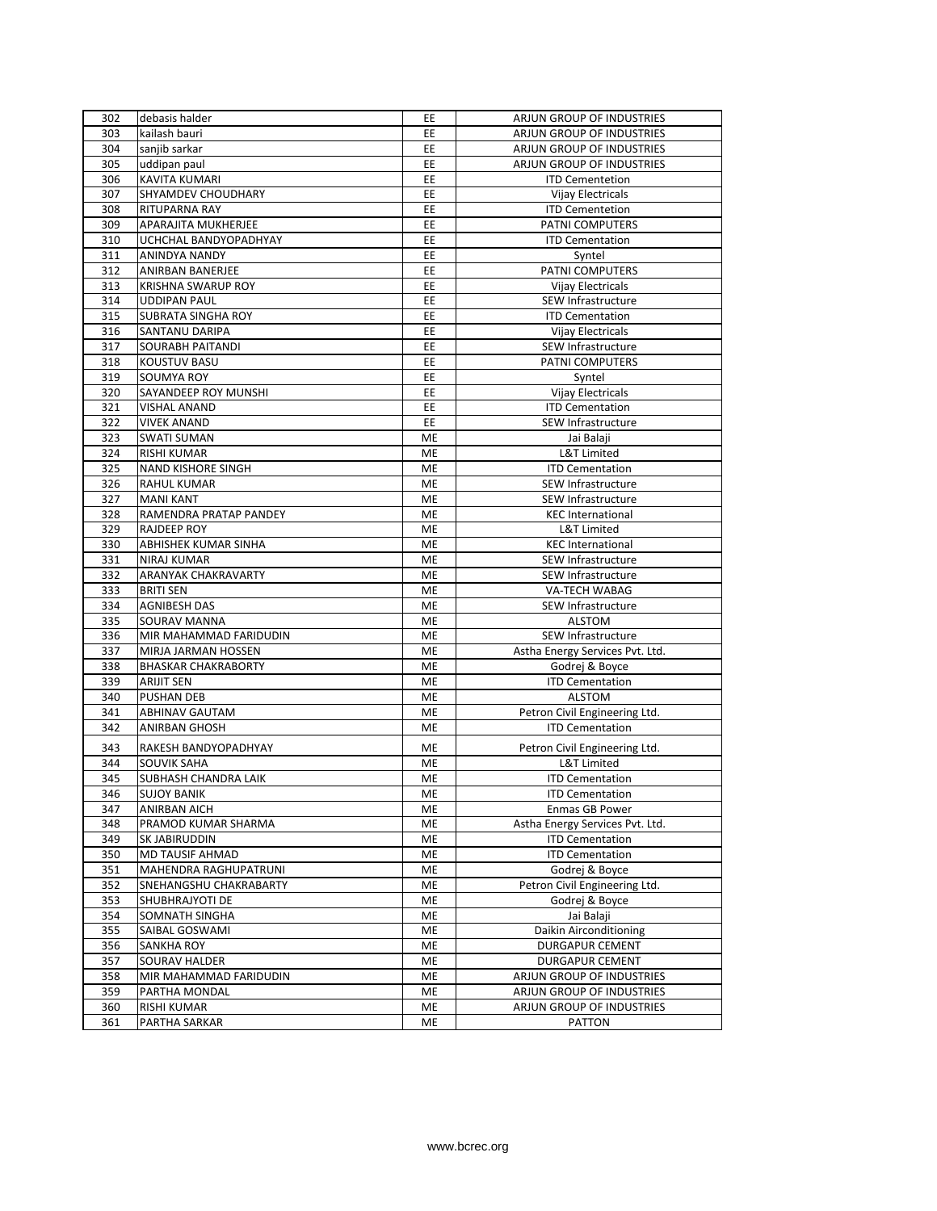| 302 | debasis halder | EE | ARJUN GROUP OF INDUSTRIES |
|---|---|---|---|
| 303 | kailash bauri | EE | ARJUN GROUP OF INDUSTRIES |
| 304 | sanjib sarkar | EE | ARJUN GROUP OF INDUSTRIES |
| 305 | uddipan paul | EE | ARJUN GROUP OF INDUSTRIES |
| 306 | KAVITA KUMARI | EE | ITD Cementetion |
| 307 | SHYAMDEV CHOUDHARY | EE | Vijay Electricals |
| 308 | RITUPARNA RAY | EE | ITD Cementetion |
| 309 | APARAJITA MUKHERJEE | EE | PATNI COMPUTERS |
| 310 | UCHCHAL BANDYOPADHYAY | EE | ITD Cementation |
| 311 | ANINDYA NANDY | EE | Syntel |
| 312 | ANIRBAN BANERJEE | EE | PATNI COMPUTERS |
| 313 | KRISHNA SWARUP ROY | EE | Vijay Electricals |
| 314 | UDDIPAN PAUL | EE | SEW Infrastructure |
| 315 | SUBRATA SINGHA ROY | EE | ITD Cementation |
| 316 | SANTANU DARIPA | EE | Vijay Electricals |
| 317 | SOURABH PAITANDI | EE | SEW Infrastructure |
| 318 | KOUSTUV BASU | EE | PATNI COMPUTERS |
| 319 | SOUMYA ROY | EE | Syntel |
| 320 | SAYANDEEP ROY MUNSHI | EE | Vijay Electricals |
| 321 | VISHAL ANAND | EE | ITD Cementation |
| 322 | VIVEK ANAND | EE | SEW Infrastructure |
| 323 | SWATI SUMAN | ME | Jai Balaji |
| 324 | RISHI KUMAR | ME | L&T Limited |
| 325 | NAND KISHORE SINGH | ME | ITD Cementation |
| 326 | RAHUL KUMAR | ME | SEW Infrastructure |
| 327 | MANI KANT | ME | SEW Infrastructure |
| 328 | RAMENDRA PRATAP PANDEY | ME | KEC International |
| 329 | RAJDEEP ROY | ME | L&T Limited |
| 330 | ABHISHEK KUMAR SINHA | ME | KEC International |
| 331 | NIRAJ KUMAR | ME | SEW Infrastructure |
| 332 | ARANYAK CHAKRAVARTY | ME | SEW Infrastructure |
| 333 | BRITI SEN | ME | VA-TECH WABAG |
| 334 | AGNIBESH DAS | ME | SEW Infrastructure |
| 335 | SOURAV MANNA | ME | ALSTOM |
| 336 | MIR MAHAMMAD FARIDUDIN | ME | SEW Infrastructure |
| 337 | MIRJA JARMAN HOSSEN | ME | Astha Energy Services Pvt. Ltd. |
| 338 | BHASKAR CHAKRABORTY | ME | Godrej & Boyce |
| 339 | ARIJIT SEN | ME | ITD Cementation |
| 340 | PUSHAN DEB | ME | ALSTOM |
| 341 | ABHINAV GAUTAM | ME | Petron Civil Engineering Ltd. |
| 342 | ANIRBAN GHOSH | ME | ITD Cementation |
| 343 | RAKESH BANDYOPADHYAY | ME | Petron Civil Engineering Ltd. |
| 344 | SOUVIK SAHA | ME | L&T Limited |
| 345 | SUBHASH CHANDRA LAIK | ME | ITD Cementation |
| 346 | SUJOY BANIK | ME | ITD Cementation |
| 347 | ANIRBAN AICH | ME | Enmas GB Power |
| 348 | PRAMOD KUMAR SHARMA | ME | Astha Energy Services Pvt. Ltd. |
| 349 | SK JABIRUDDIN | ME | ITD Cementation |
| 350 | MD TAUSIF AHMAD | ME | ITD Cementation |
| 351 | MAHENDRA RAGHUPATRUNI | ME | Godrej & Boyce |
| 352 | SNEHANGSHU CHAKRABARTY | ME | Petron Civil Engineering Ltd. |
| 353 | SHUBHRAJYOTI DE | ME | Godrej & Boyce |
| 354 | SOMNATH SINGHA | ME | Jai Balaji |
| 355 | SAIBAL GOSWAMI | ME | Daikin Airconditioning |
| 356 | SANKHA ROY | ME | DURGAPUR CEMENT |
| 357 | SOURAV HALDER | ME | DURGAPUR CEMENT |
| 358 | MIR MAHAMMAD FARIDUDIN | ME | ARJUN GROUP OF INDUSTRIES |
| 359 | PARTHA MONDAL | ME | ARJUN GROUP OF INDUSTRIES |
| 360 | RISHI KUMAR | ME | ARJUN GROUP OF INDUSTRIES |
| 361 | PARTHA SARKAR | ME | PATTON |

www.bcrec.org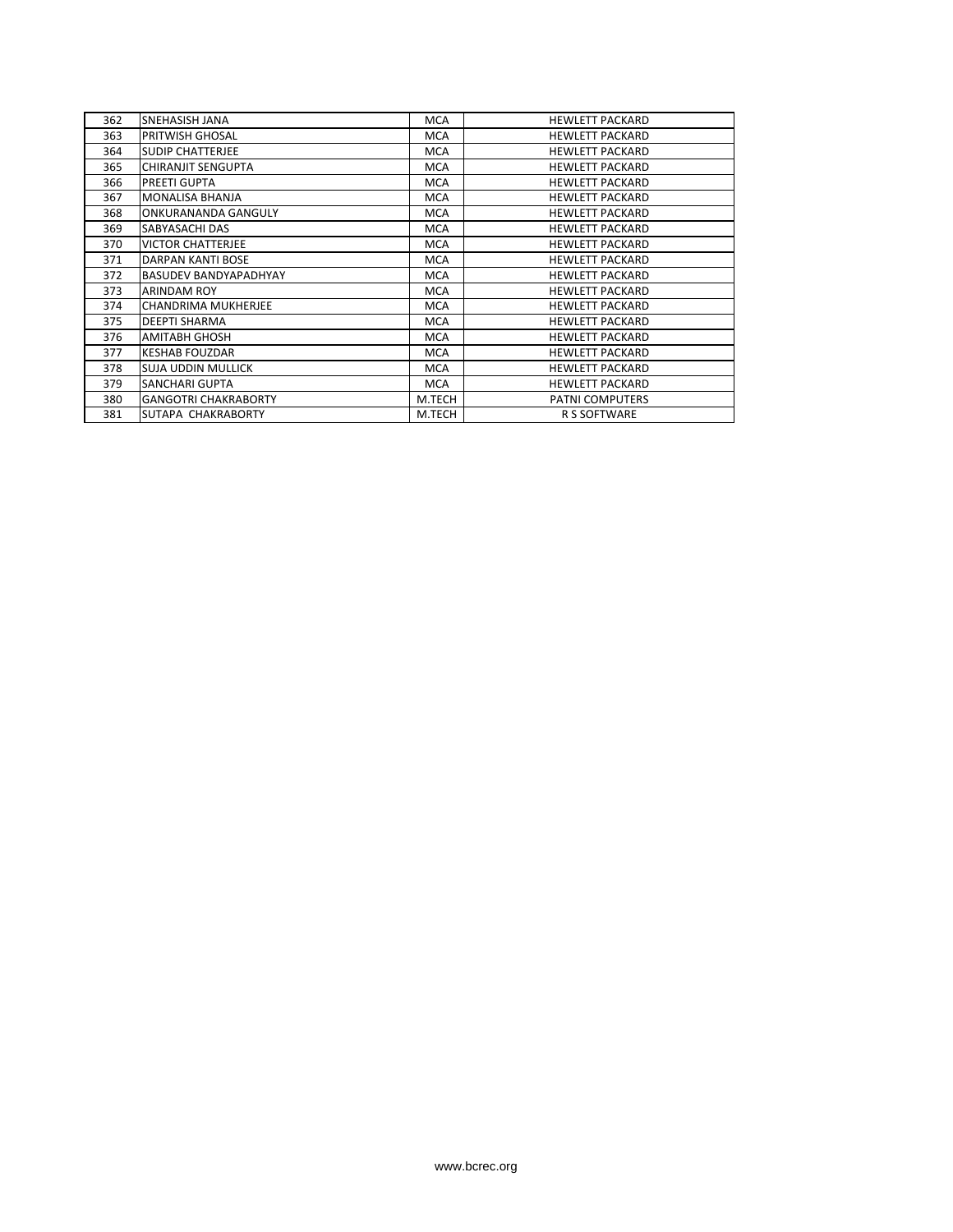| | | | |
|---|---|---|---|
| 362 | SNEHASISH JANA | MCA | HEWLETT PACKARD |
| 363 | PRITWISH GHOSAL | MCA | HEWLETT PACKARD |
| 364 | SUDIP CHATTERJEE | MCA | HEWLETT PACKARD |
| 365 | CHIRANJIT SENGUPTA | MCA | HEWLETT PACKARD |
| 366 | PREETI GUPTA | MCA | HEWLETT PACKARD |
| 367 | MONALISA BHANJA | MCA | HEWLETT PACKARD |
| 368 | ONKURANANDA GANGULY | MCA | HEWLETT PACKARD |
| 369 | SABYASACHI DAS | MCA | HEWLETT PACKARD |
| 370 | VICTOR CHATTERJEE | MCA | HEWLETT PACKARD |
| 371 | DARPAN KANTI BOSE | MCA | HEWLETT PACKARD |
| 372 | BASUDEV BANDYAPADHYAY | MCA | HEWLETT PACKARD |
| 373 | ARINDAM ROY | MCA | HEWLETT PACKARD |
| 374 | CHANDRIMA MUKHERJEE | MCA | HEWLETT PACKARD |
| 375 | DEEPTI SHARMA | MCA | HEWLETT PACKARD |
| 376 | AMITABH GHOSH | MCA | HEWLETT PACKARD |
| 377 | KESHAB FOUZDAR | MCA | HEWLETT PACKARD |
| 378 | SUJA UDDIN MULLICK | MCA | HEWLETT PACKARD |
| 379 | SANCHARI GUPTA | MCA | HEWLETT PACKARD |
| 380 | GANGOTRI CHAKRABORTY | M.TECH | PATNI COMPUTERS |
| 381 | SUTAPA CHAKRABORTY | M.TECH | R S SOFTWARE |